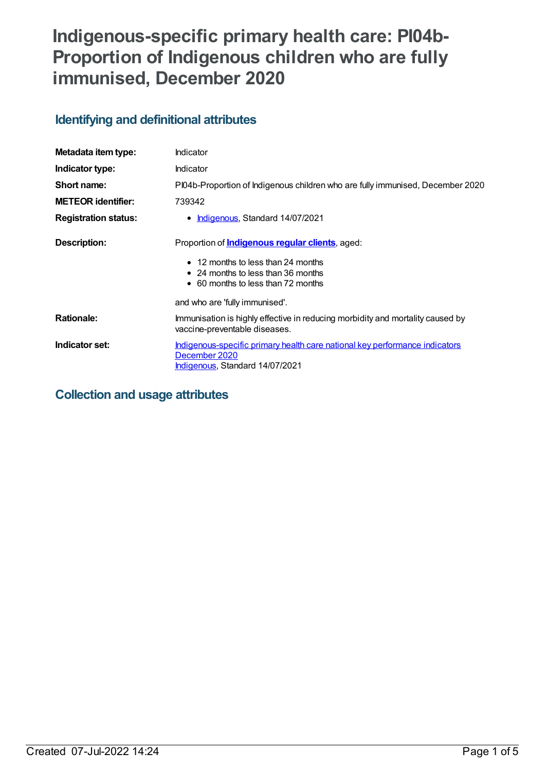# Indigenous-specific primary health care: PI04b-Proportion of Indigenous children who are fully immunised, December 2020

## Identifying and definitional attributes

| | |
|---|---|
| **Metadata item type:** | Indicator |
| **Indicator type:** | Indicator |
| **Short name:** | PI04b-Proportion of Indigenous children who are fully immunised, December 2020 |
| **METEOR identifier:** | 739342 |
| **Registration status:** | • Indigenous, Standard 14/07/2021 |
| **Description:** | Proportion of **Indigenous regular clients**, aged: • 12 months to less than 24 months • 24 months to less than 36 months • 60 months to less than 72 months and who are 'fully immunised'. |
| **Rationale:** | Immunisation is highly effective in reducing morbidity and mortality caused by vaccine-preventable diseases. |
| **Indicator set:** | Indigenous-specific primary health care national key performance indicators December 2020 Indigenous, Standard 14/07/2021 |

## Collection and usage attributes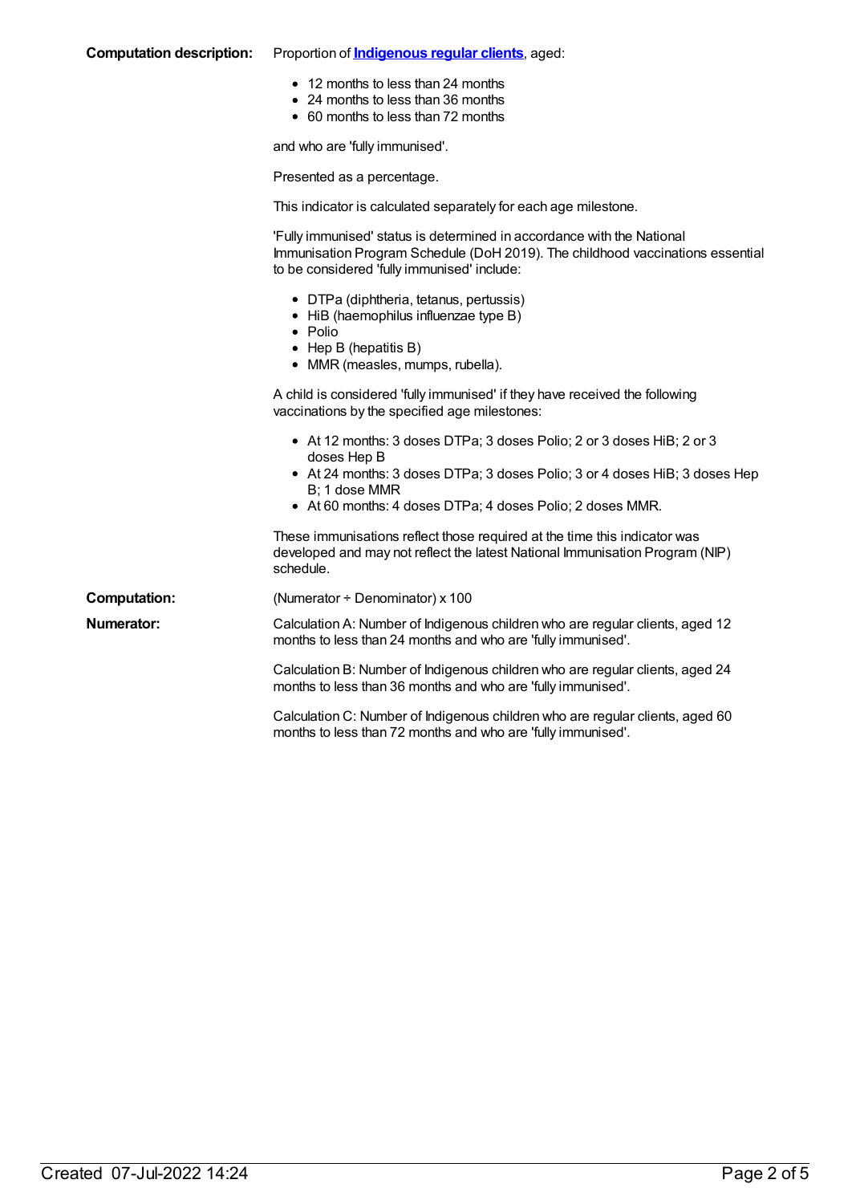**Computation description:** Proportion of **Indigenous regular clients**, aged:

- 12 months to less than 24 months
- 24 months to less than 36 months
- 60 months to less than 72 months

and who are 'fully immunised'.

Presented as a percentage.

This indicator is calculated separately for each age milestone.

'Fully immunised' status is determined in accordance with the National Immunisation Program Schedule (DoH 2019). The childhood vaccinations essential to be considered 'fully immunised' include:

- DTPa (diphtheria, tetanus, pertussis)
- HiB (haemophilus influenzae type B)
- Polio
- Hep B (hepatitis B)
- MMR (measles, mumps, rubella).

A child is considered 'fully immunised' if they have received the following vaccinations by the specified age milestones:

- At 12 months: 3 doses DTPa; 3 doses Polio; 2 or 3 doses HiB; 2 or 3 doses Hep B
- At 24 months: 3 doses DTPa; 3 doses Polio; 3 or 4 doses HiB; 3 doses Hep B; 1 dose MMR
- At 60 months: 4 doses DTPa; 4 doses Polio; 2 doses MMR.

These immunisations reflect those required at the time this indicator was developed and may not reflect the latest National Immunisation Program (NIP) schedule.

**Computation:** (Numerator ÷ Denominator) x 100

**Numerator:** Calculation A: Number of Indigenous children who are regular clients, aged 12 months to less than 24 months and who are 'fully immunised'.

Calculation B: Number of Indigenous children who are regular clients, aged 24 months to less than 36 months and who are 'fully immunised'.

Calculation C: Number of Indigenous children who are regular clients, aged 60 months to less than 72 months and who are 'fully immunised'.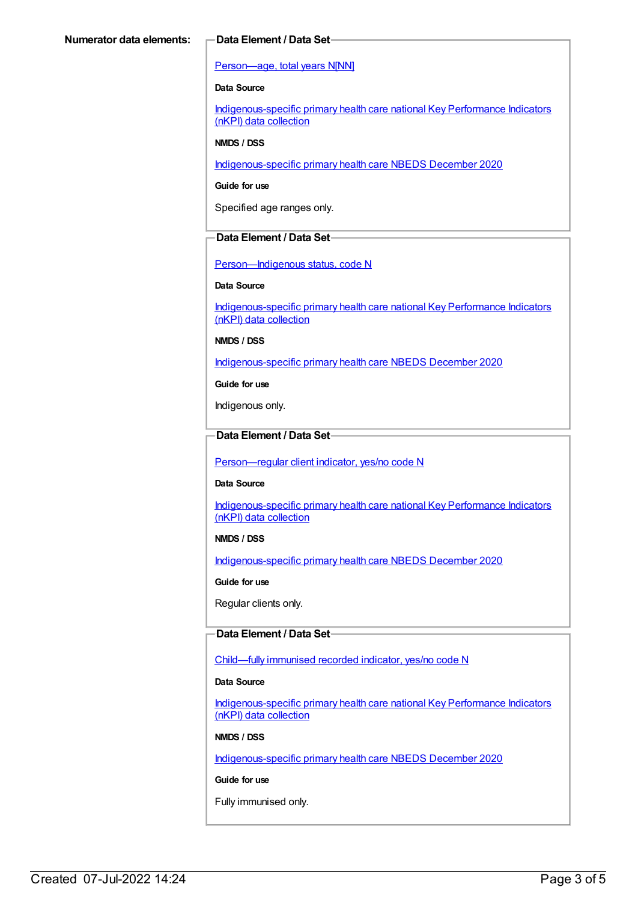**Numerator data elements:**

**Data Element / Data Set**

Person—age, total years N[NN]

**Data Source**

Indigenous-specific primary health care national Key Performance Indicators (nKPI) data collection

**NMDS / DSS**

Indigenous-specific primary health care NBEDS December 2020

**Guide for use**

Specified age ranges only.

**Data Element / Data Set**

Person—Indigenous status, code N

**Data Source**

Indigenous-specific primary health care national Key Performance Indicators (nKPI) data collection

**NMDS / DSS**

Indigenous-specific primary health care NBEDS December 2020

**Guide for use**

Indigenous only.

**Data Element / Data Set**

Person—regular client indicator, yes/no code N

**Data Source**

Indigenous-specific primary health care national Key Performance Indicators (nKPI) data collection

**NMDS / DSS**

Indigenous-specific primary health care NBEDS December 2020

**Guide for use**

Regular clients only.

**Data Element / Data Set**

Child—fully immunised recorded indicator, yes/no code N

**Data Source**

Indigenous-specific primary health care national Key Performance Indicators (nKPI) data collection

**NMDS / DSS**

Indigenous-specific primary health care NBEDS December 2020

**Guide for use**

Fully immunised only.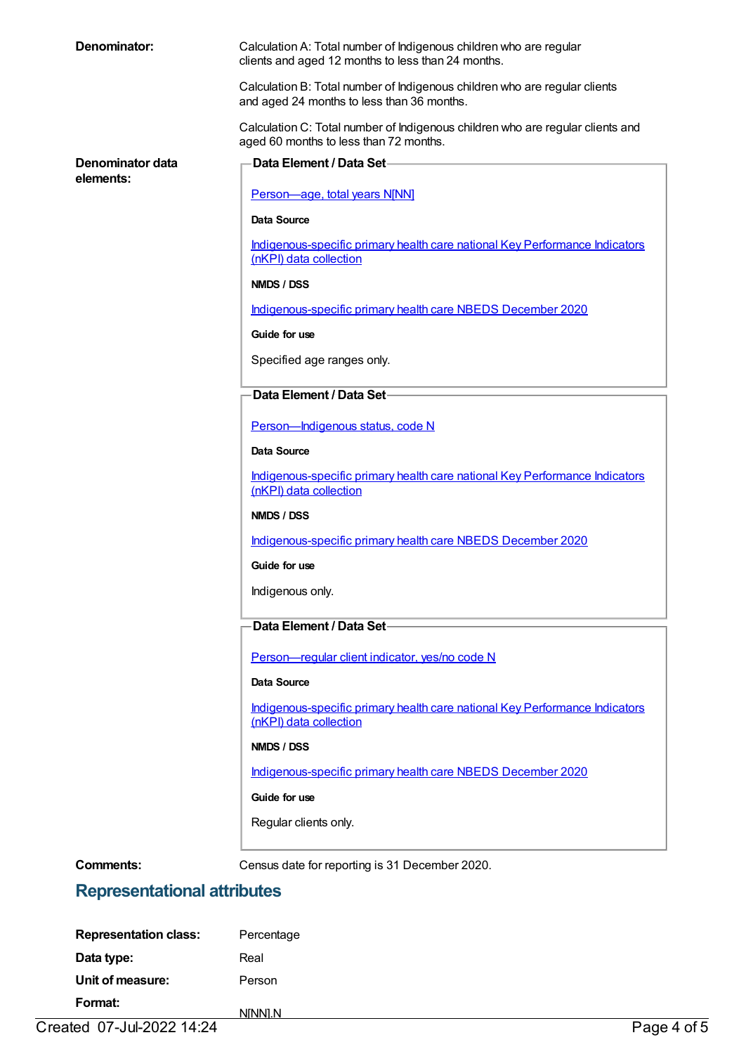**Denominator:**

Calculation A: Total number of Indigenous children who are regular clients and aged 12 months to less than 24 months.

Calculation B: Total number of Indigenous children who are regular clients and aged 24 months to less than 36 months.

Calculation C: Total number of Indigenous children who are regular clients and aged 60 months to less than 72 months.

**Denominator data elements:**

**Data Element / Data Set**

Person—age, total years N[NN]

**Data Source**

Indigenous-specific primary health care national Key Performance Indicators (nKPI) data collection

**NMDS / DSS**

Indigenous-specific primary health care NBEDS December 2020

**Guide for use**

Specified age ranges only.

**Data Element / Data Set**

Person—Indigenous status, code N

**Data Source**

Indigenous-specific primary health care national Key Performance Indicators (nKPI) data collection

**NMDS / DSS**

Indigenous-specific primary health care NBEDS December 2020

**Guide for use**

Indigenous only.

**Data Element / Data Set**

Person—regular client indicator, yes/no code N

**Data Source**

Indigenous-specific primary health care national Key Performance Indicators (nKPI) data collection

**NMDS / DSS**

Indigenous-specific primary health care NBEDS December 2020

**Guide for use**

Regular clients only.

**Comments:** Census date for reporting is 31 December 2020.

## Representational attributes

**Representation class:** Percentage

**Data type:** Real

**Unit of measure:** Person

**Format:** N[NN].N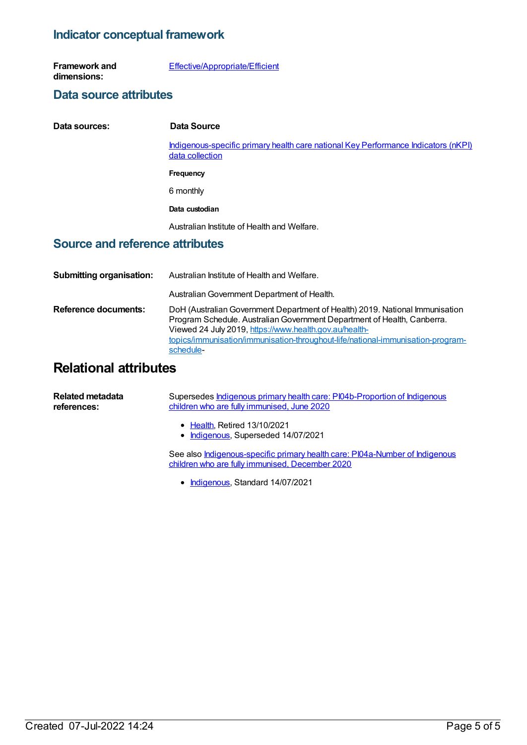## Indicator conceptual framework

**Framework and dimensions:** Effective/Appropriate/Efficient

## Data source attributes

**Data sources:**

**Data Source**

Indigenous-specific primary health care national Key Performance Indicators (nKPI) data collection

**Frequency**

6 monthly

**Data custodian**

Australian Institute of Health and Welfare.

## Source and reference attributes

**Submitting organisation:** Australian Institute of Health and Welfare.

Australian Government Department of Health.

**Reference documents:** DoH (Australian Government Department of Health) 2019. National Immunisation Program Schedule. Australian Government Department of Health, Canberra. Viewed 24 July 2019, https://www.health.gov.au/health-topics/immunisation/immunisation-throughout-life/national-immunisation-program-schedule-

# Relational attributes

**Related metadata references:**

Supersedes Indigenous primary health care: PI04b-Proportion of Indigenous children who are fully immunised, June 2020

- Health, Retired 13/10/2021
- Indigenous, Superseded 14/07/2021

See also Indigenous-specific primary health care: PI04a-Number of Indigenous children who are fully immunised, December 2020

- Indigenous, Standard 14/07/2021